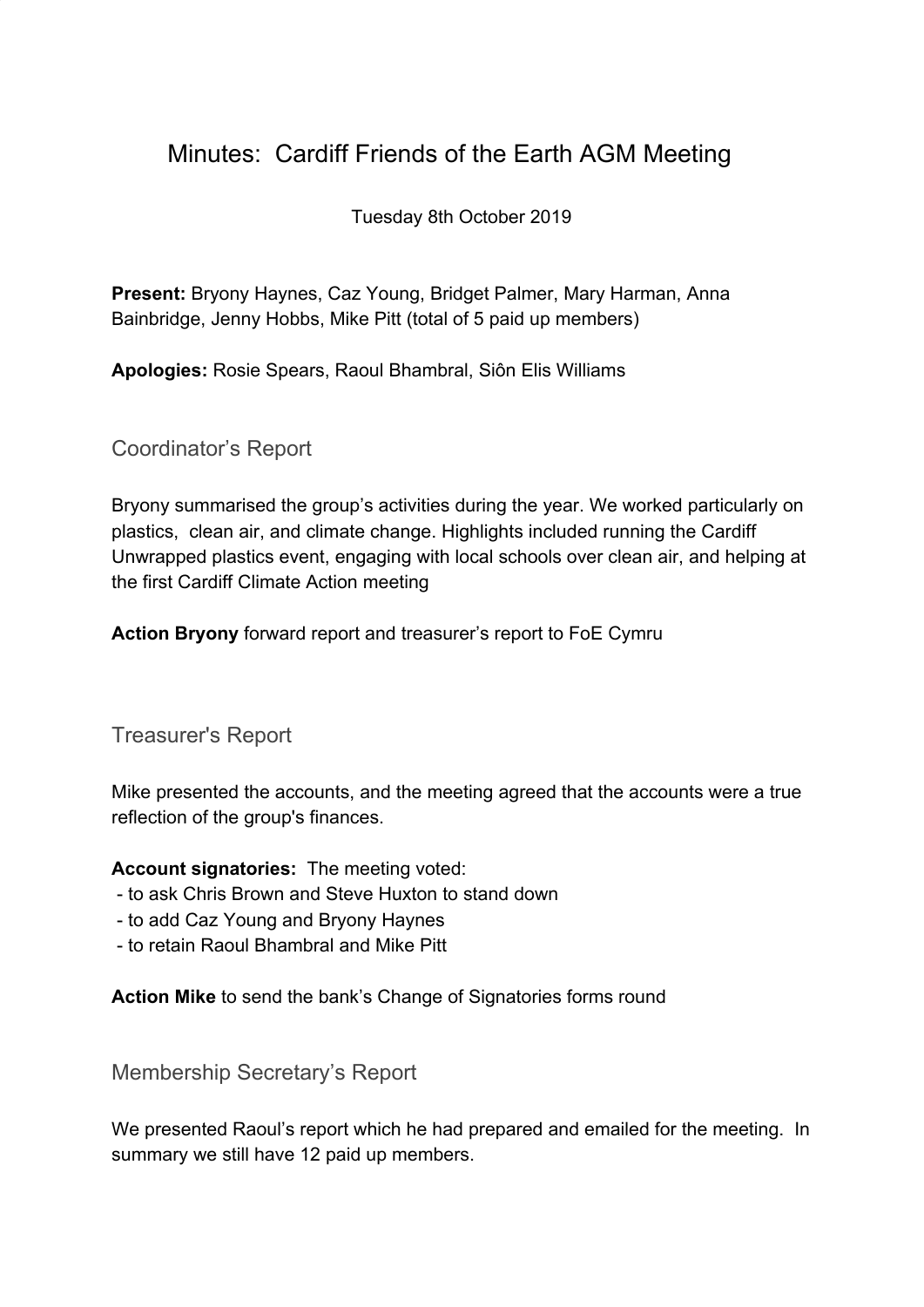# Minutes: Cardiff Friends of the Earth AGM Meeting

Tuesday 8th October 2019

**Present:** Bryony Haynes, Caz Young, Bridget Palmer, Mary Harman, Anna Bainbridge, Jenny Hobbs, Mike Pitt (total of 5 paid up members)

**Apologies:** Rosie Spears, Raoul Bhambral, Siôn Elis Williams

## Coordinator's Report

Bryony summarised the group's activities during the year. We worked particularly on plastics, clean air, and climate change. Highlights included running the Cardiff Unwrapped plastics event, engaging with local schools over clean air, and helping at the first Cardiff Climate Action meeting

**Action Bryony** forward report and treasurer's report to FoE Cymru

## Treasurer's Report

Mike presented the accounts, and the meeting agreed that the accounts were a true reflection of the group's finances.

**Account signatories:** The meeting voted:

- to ask Chris Brown and Steve Huxton to stand down
- to add Caz Young and Bryony Haynes
- to retain Raoul Bhambral and Mike Pitt

**Action Mike** to send the bank's Change of Signatories forms round

## Membership Secretary's Report

We presented Raoul's report which he had prepared and emailed for the meeting. In summary we still have 12 paid up members.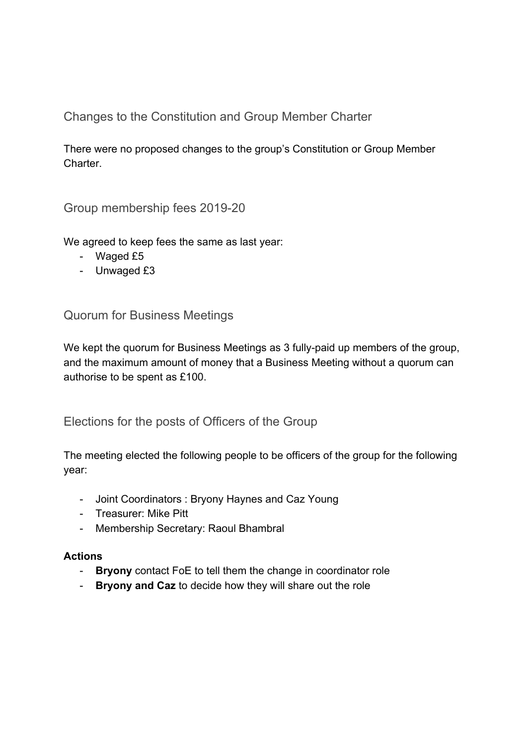## Changes to the Constitution and Group Member Charter

There were no proposed changes to the group's Constitution or Group Member Charter.

## Group membership fees 2019-20

We agreed to keep fees the same as last year:

- Waged £5
- Unwaged £3

## Quorum for Business Meetings

We kept the quorum for Business Meetings as 3 fully-paid up members of the group, and the maximum amount of money that a Business Meeting without a quorum can authorise to be spent as £100.

## Elections for the posts of Officers of the Group

The meeting elected the following people to be officers of the group for the following year:

- Joint Coordinators : Bryony Haynes and Caz Young
- Treasurer: Mike Pitt
- Membership Secretary: Raoul Bhambral

**Actions**

- **Bryony** contact FoE to tell them the change in coordinator role
- **Bryony and Caz** to decide how they will share out the role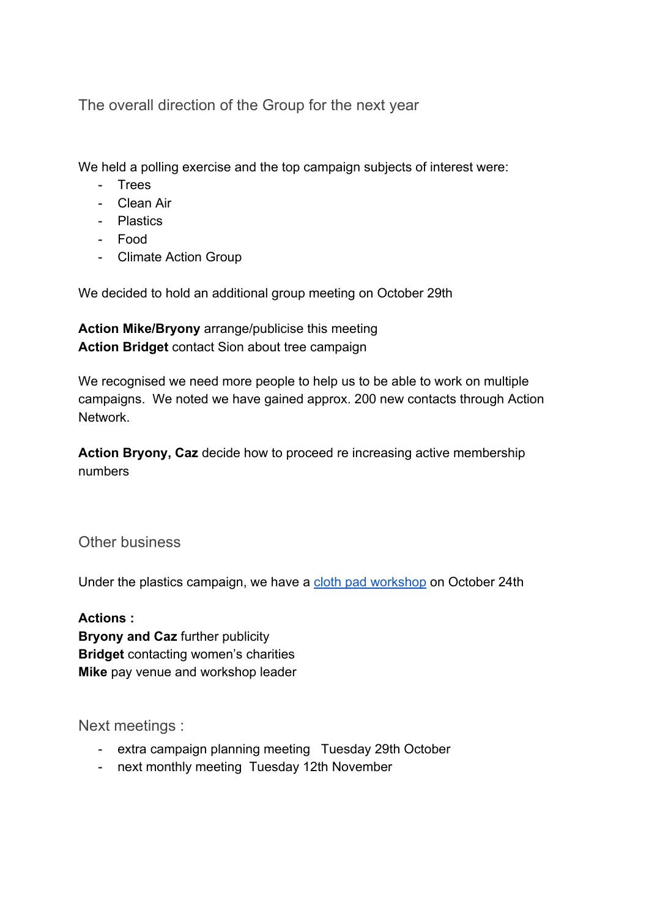## The overall direction of the Group for the next year

We held a polling exercise and the top campaign subjects of interest were:

- Trees
- Clean Air
- Plastics
- Food
- Climate Action Group

We decided to hold an additional group meeting on October 29th

**Action Mike/Bryony** arrange/publicise this meeting
**Action Bridget** contact Sion about tree campaign

We recognised we need more people to help us to be able to work on multiple campaigns. We noted we have gained approx. 200 new contacts through Action Network.

**Action Bryony, Caz** decide how to proceed re increasing active membership numbers

## Other business

Under the plastics campaign, we have a cloth pad workshop on October 24th

**Actions :**
**Bryony and Caz** further publicity
**Bridget** contacting women's charities
**Mike** pay venue and workshop leader

## Next meetings :

- extra campaign planning meeting Tuesday 29th October
- next monthly meeting Tuesday 12th November